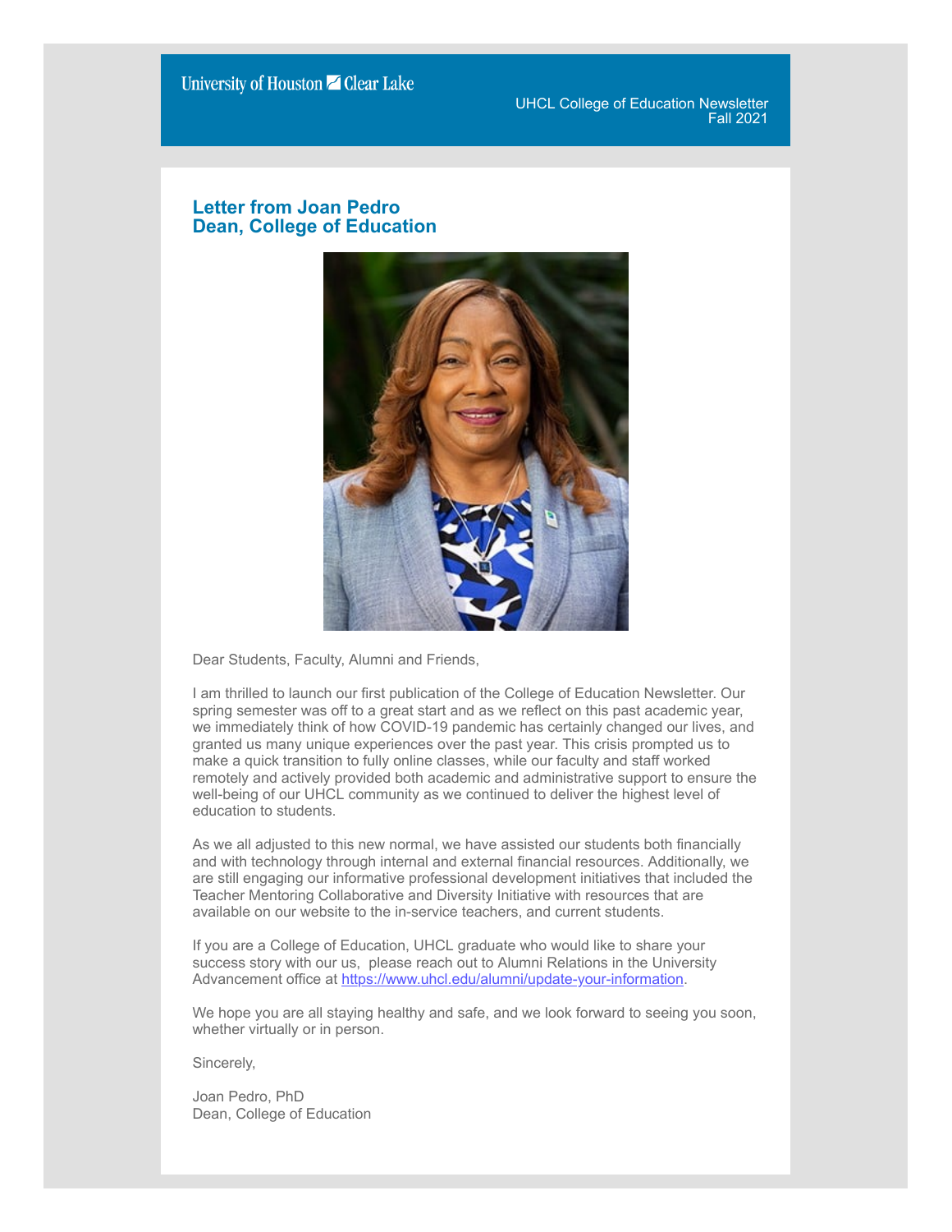University of Houston Clear Lake

UHCL College of Education Newsletter
Fall 2021

## Letter from Joan Pedro
## Dean, College of Education

Dear Students, Faculty, Alumni and Friends,

I am thrilled to launch our first publication of the College of Education Newsletter. Our spring semester was off to a great start and as we reflect on this past academic year, we immediately think of how COVID-19 pandemic has certainly changed our lives, and granted us many unique experiences over the past year. This crisis prompted us to make a quick transition to fully online classes, while our faculty and staff worked remotely and actively provided both academic and administrative support to ensure the well-being of our UHCL community as we continued to deliver the highest level of education to students.

As we all adjusted to this new normal, we have assisted our students both financially and with technology through internal and external financial resources. Additionally, we are still engaging our informative professional development initiatives that included the Teacher Mentoring Collaborative and Diversity Initiative with resources that are available on our website to the in-service teachers, and current students.

If you are a College of Education, UHCL graduate who would like to share your success story with our us, please reach out to Alumni Relations in the University Advancement office at https://www.uhcl.edu/alumni/update-your-information.

We hope you are all staying healthy and safe, and we look forward to seeing you soon, whether virtually or in person.

Sincerely,

Joan Pedro, PhD
Dean, College of Education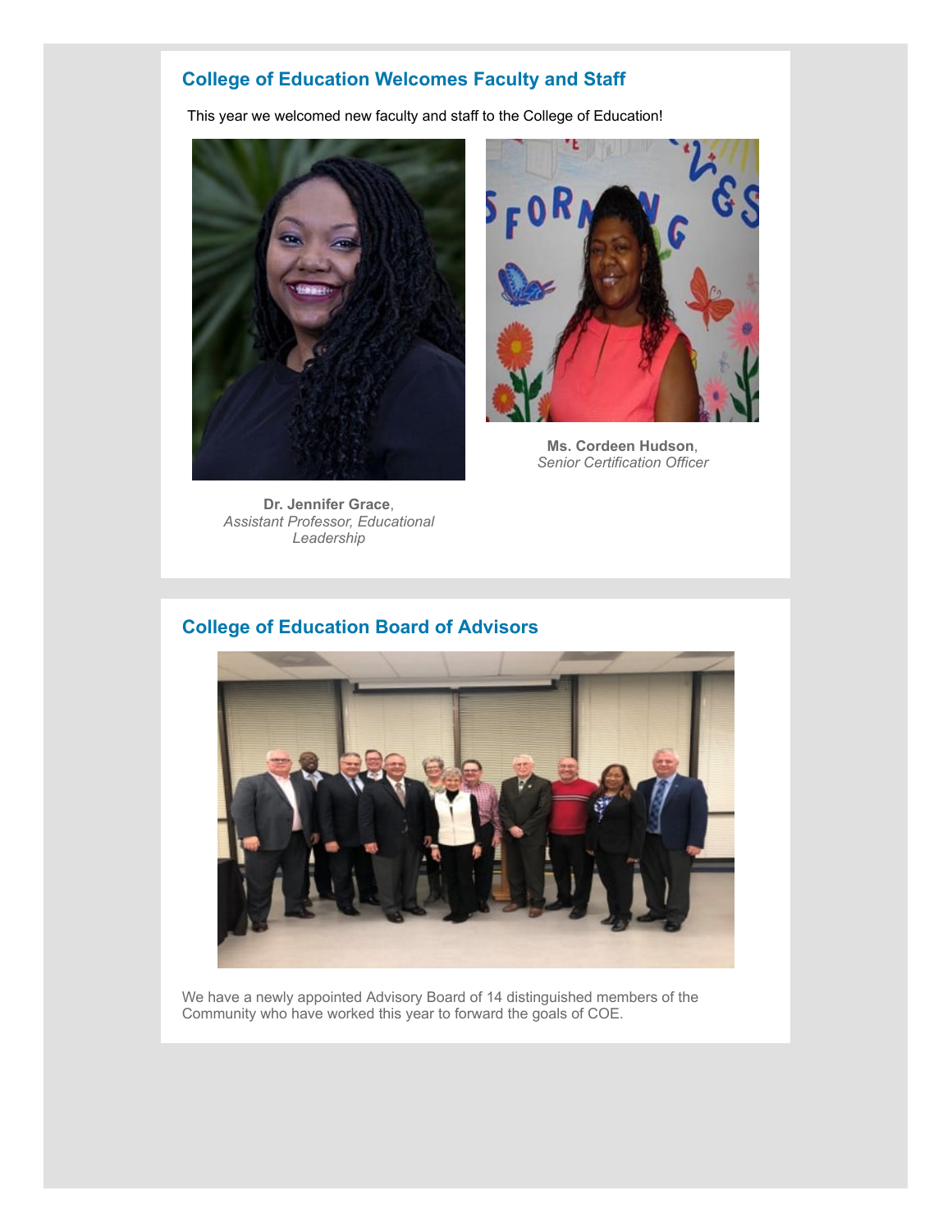## College of Education Welcomes Faculty and Staff

This year we welcomed new faculty and staff to the College of Education!

**Dr. Jennifer Grace**,
*Assistant Professor, Educational Leadership*

**Ms. Cordeen Hudson**,
*Senior Certification Officer*

## College of Education Board of Advisors

We have a newly appointed Advisory Board of 14 distinguished members of the Community who have worked this year to forward the goals of COE.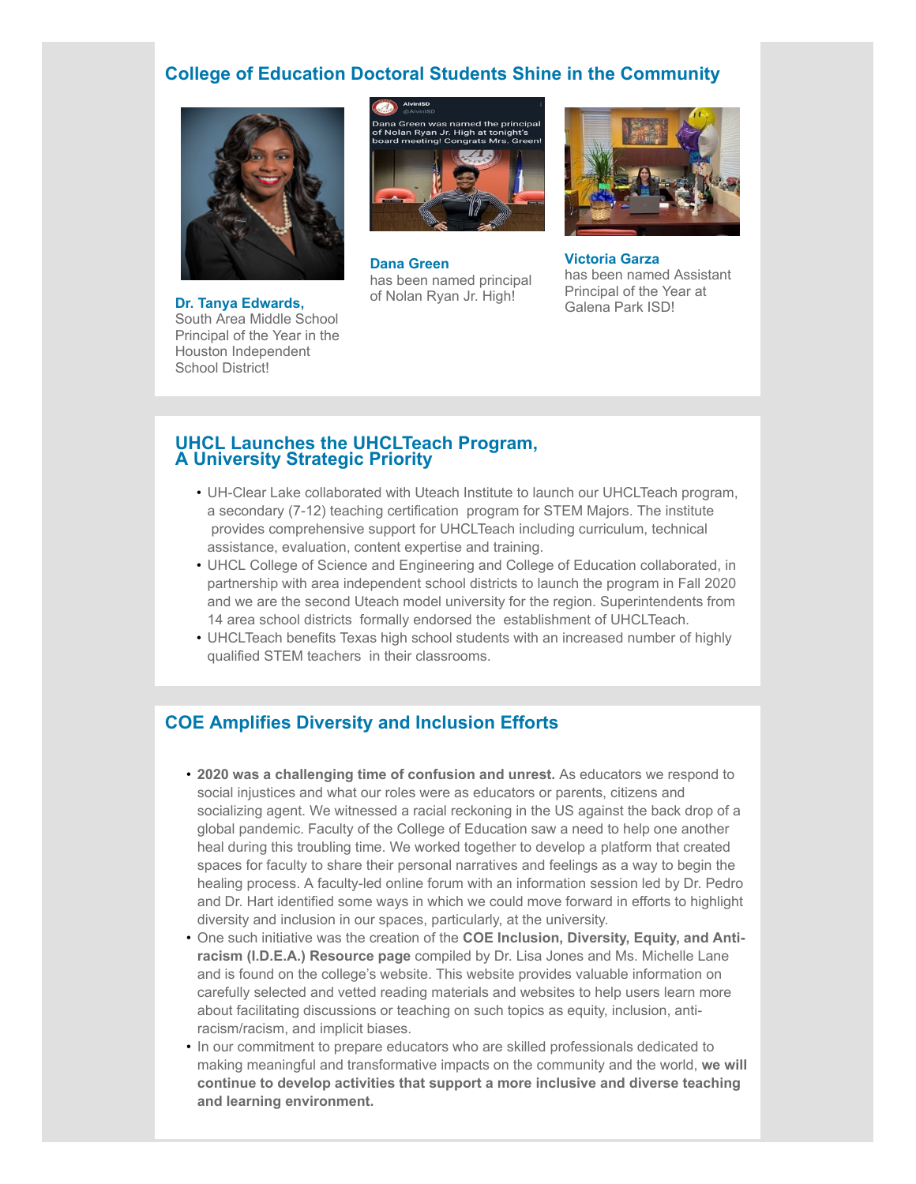## College of Education Doctoral Students Shine in the Community

**Dr. Tanya Edwards,** South Area Middle School Principal of the Year in the Houston Independent School District!

**Dana Green** has been named principal of Nolan Ryan Jr. High!

**Victoria Garza** has been named Assistant Principal of the Year at Galena Park ISD!

## UHCL Launches the UHCLTeach Program, A University Strategic Priority

- UH-Clear Lake collaborated with Uteach Institute to launch our UHCLTeach program, a secondary (7-12) teaching certification program for STEM Majors. The institute provides comprehensive support for UHCLTeach including curriculum, technical assistance, evaluation, content expertise and training.
- UHCL College of Science and Engineering and College of Education collaborated, in partnership with area independent school districts to launch the program in Fall 2020 and we are the second Uteach model university for the region. Superintendents from 14 area school districts formally endorsed the establishment of UHCLTeach.
- UHCLTeach benefits Texas high school students with an increased number of highly qualified STEM teachers in their classrooms.

## COE Amplifies Diversity and Inclusion Efforts

- **2020 was a challenging time of confusion and unrest.** As educators we respond to social injustices and what our roles were as educators or parents, citizens and socializing agent. We witnessed a racial reckoning in the US against the back drop of a global pandemic. Faculty of the College of Education saw a need to help one another heal during this troubling time. We worked together to develop a platform that created spaces for faculty to share their personal narratives and feelings as a way to begin the healing process. A faculty-led online forum with an information session led by Dr. Pedro and Dr. Hart identified some ways in which we could move forward in efforts to highlight diversity and inclusion in our spaces, particularly, at the university.
- One such initiative was the creation of the **COE Inclusion, Diversity, Equity, and Anti-racism (I.D.E.A.) Resource page** compiled by Dr. Lisa Jones and Ms. Michelle Lane and is found on the college's website. This website provides valuable information on carefully selected and vetted reading materials and websites to help users learn more about facilitating discussions or teaching on such topics as equity, inclusion, anti-racism/racism, and implicit biases.
- In our commitment to prepare educators who are skilled professionals dedicated to making meaningful and transformative impacts on the community and the world, **we will continue to develop activities that support a more inclusive and diverse teaching and learning environment.**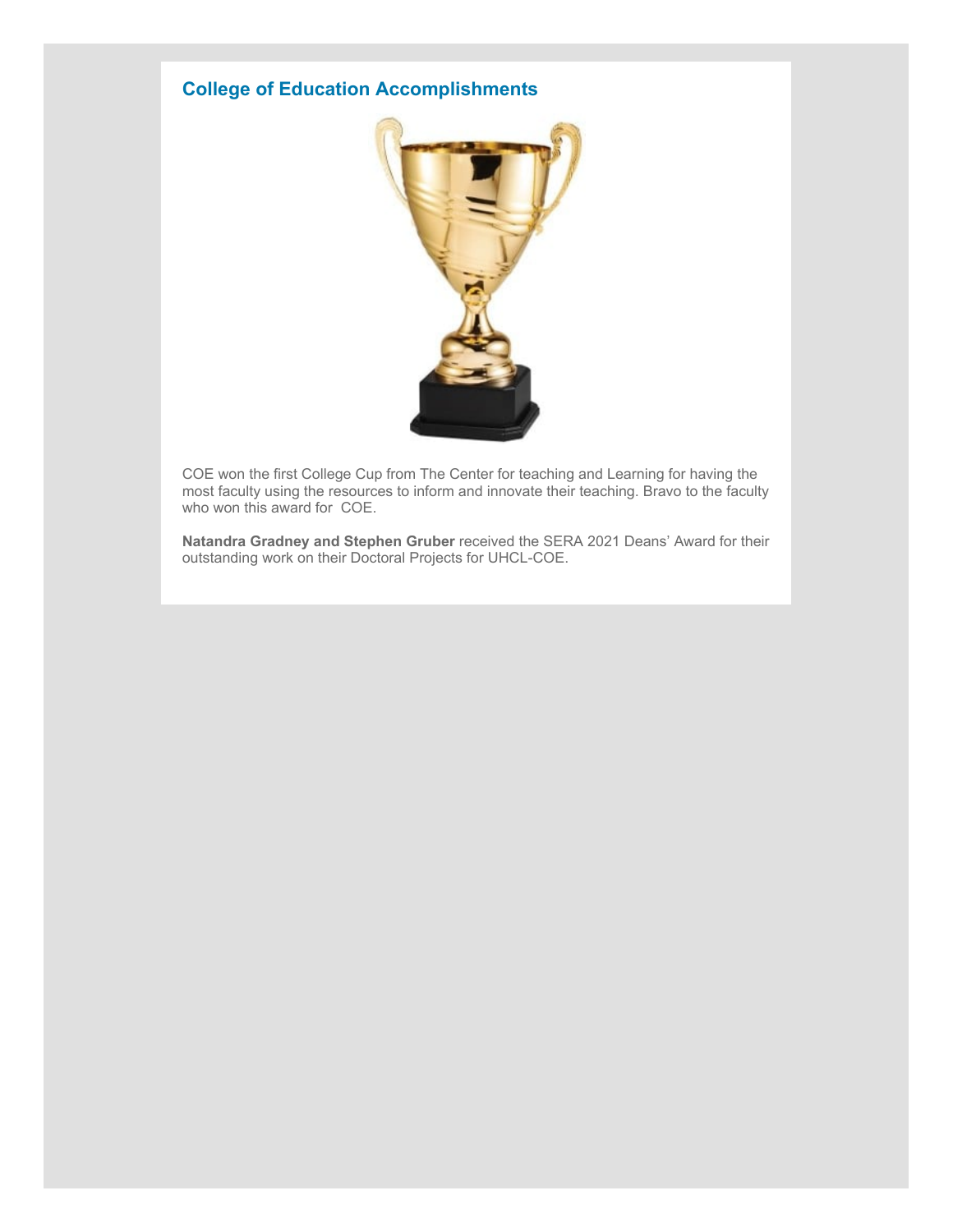## College of Education Accomplishments

COE won the first College Cup from The Center for teaching and Learning for having the most faculty using the resources to inform and innovate their teaching. Bravo to the faculty who won this award for  COE.

**Natandra Gradney and Stephen Gruber** received the SERA 2021 Deans' Award for their outstanding work on their Doctoral Projects for UHCL-COE.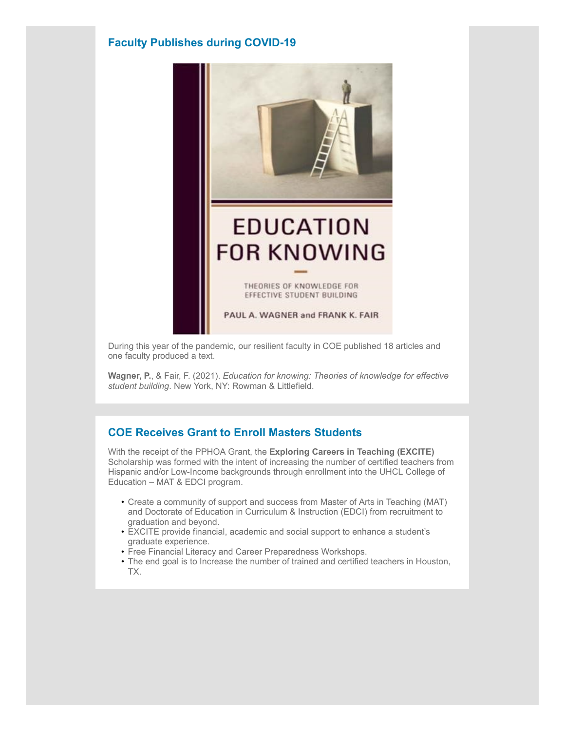## Faculty Publishes during COVID-19

During this year of the pandemic, our resilient faculty in COE published 18 articles and one faculty produced a text.

**Wagner, P.**, & Fair, F. (2021). *Education for knowing: Theories of knowledge for effective student building*. New York, NY: Rowman & Littlefield.

## COE Receives Grant to Enroll Masters Students

With the receipt of the PPHOA Grant, the **Exploring Careers in Teaching (EXCITE)** Scholarship was formed with the intent of increasing the number of certified teachers from Hispanic and/or Low-Income backgrounds through enrollment into the UHCL College of Education – MAT & EDCI program.

- Create a community of support and success from Master of Arts in Teaching (MAT) and Doctorate of Education in Curriculum & Instruction (EDCI) from recruitment to graduation and beyond.
- EXCITE provide financial, academic and social support to enhance a student's graduate experience.
- Free Financial Literacy and Career Preparedness Workshops.
- The end goal is to Increase the number of trained and certified teachers in Houston, TX.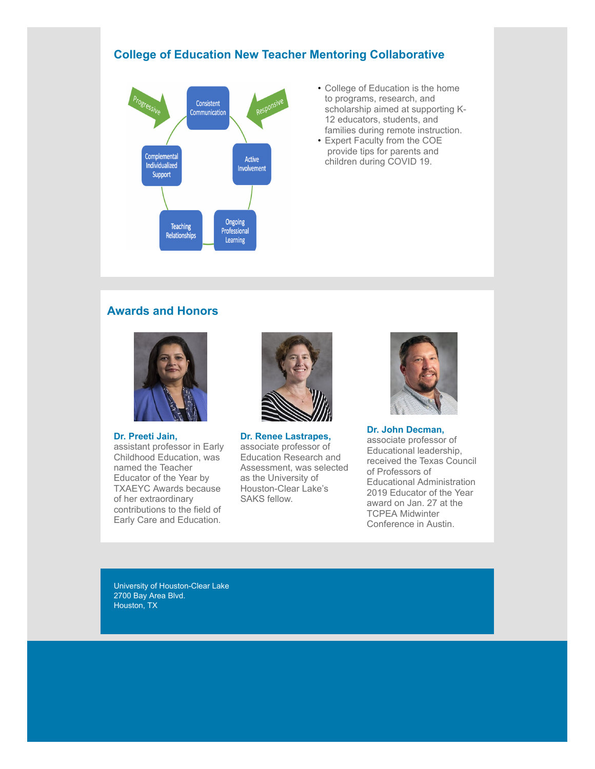## College of Education New Teacher Mentoring Collaborative

Progressive

Consistent Communication

Responsive

Complemental Individualized Support

Active Involvement

Teaching Relationships

Ongoing Professional Learning

- College of Education is the home to programs, research, and scholarship aimed at supporting K-12 educators, students, and families during remote instruction.
- Expert Faculty from the COE provide tips for parents and children during COVID 19.

## Awards and Honors

**Dr. Preeti Jain,** assistant professor in Early Childhood Education, was named the Teacher Educator of the Year by TXAEYC Awards because of her extraordinary contributions to the field of Early Care and Education.

**Dr. Renee Lastrapes,** associate professor of Education Research and Assessment, was selected as the University of Houston-Clear Lake's SAKS fellow.

**Dr. John Decman,** associate professor of Educational leadership, received the Texas Council of Professors of Educational Administration 2019 Educator of the Year award on Jan. 27 at the TCPEA Midwinter Conference in Austin.

University of Houston-Clear Lake
2700 Bay Area Blvd.
Houston, TX